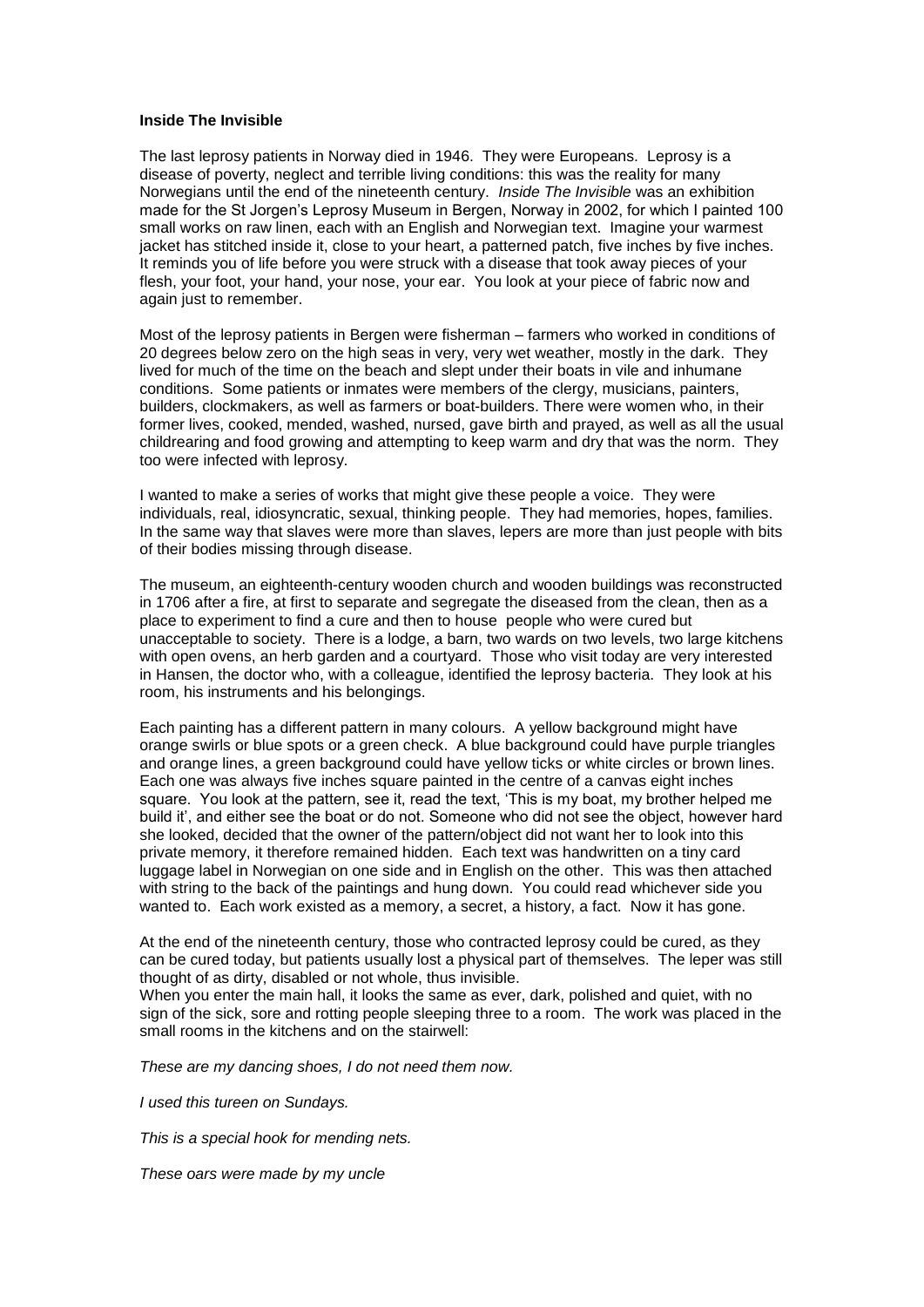**Inside The Invisible**

The last leprosy patients in Norway died in 1946. They were Europeans. Leprosy is a disease of poverty, neglect and terrible living conditions: this was the reality for many Norwegians until the end of the nineteenth century. *Inside The Invisible* was an exhibition made for the St Jorgen's Leprosy Museum in Bergen, Norway in 2002, for which I painted 100 small works on raw linen, each with an English and Norwegian text. Imagine your warmest jacket has stitched inside it, close to your heart, a patterned patch, five inches by five inches. It reminds you of life before you were struck with a disease that took away pieces of your flesh, your foot, your hand, your nose, your ear. You look at your piece of fabric now and again just to remember.

Most of the leprosy patients in Bergen were fisherman – farmers who worked in conditions of 20 degrees below zero on the high seas in very, very wet weather, mostly in the dark. They lived for much of the time on the beach and slept under their boats in vile and inhumane conditions. Some patients or inmates were members of the clergy, musicians, painters, builders, clockmakers, as well as farmers or boat-builders. There were women who, in their former lives, cooked, mended, washed, nursed, gave birth and prayed, as well as all the usual childrearing and food growing and attempting to keep warm and dry that was the norm. They too were infected with leprosy.

I wanted to make a series of works that might give these people a voice. They were individuals, real, idiosyncratic, sexual, thinking people. They had memories, hopes, families. In the same way that slaves were more than slaves, lepers are more than just people with bits of their bodies missing through disease.

The museum, an eighteenth-century wooden church and wooden buildings was reconstructed in 1706 after a fire, at first to separate and segregate the diseased from the clean, then as a place to experiment to find a cure and then to house people who were cured but unacceptable to society. There is a lodge, a barn, two wards on two levels, two large kitchens with open ovens, an herb garden and a courtyard. Those who visit today are very interested in Hansen, the doctor who, with a colleague, identified the leprosy bacteria. They look at his room, his instruments and his belongings.

Each painting has a different pattern in many colours. A yellow background might have orange swirls or blue spots or a green check. A blue background could have purple triangles and orange lines, a green background could have yellow ticks or white circles or brown lines. Each one was always five inches square painted in the centre of a canvas eight inches square. You look at the pattern, see it, read the text, 'This is my boat, my brother helped me build it', and either see the boat or do not. Someone who did not see the object, however hard she looked, decided that the owner of the pattern/object did not want her to look into this private memory, it therefore remained hidden. Each text was handwritten on a tiny card luggage label in Norwegian on one side and in English on the other. This was then attached with string to the back of the paintings and hung down. You could read whichever side you wanted to. Each work existed as a memory, a secret, a history, a fact. Now it has gone.

At the end of the nineteenth century, those who contracted leprosy could be cured, as they can be cured today, but patients usually lost a physical part of themselves. The leper was still thought of as dirty, disabled or not whole, thus invisible.
When you enter the main hall, it looks the same as ever, dark, polished and quiet, with no sign of the sick, sore and rotting people sleeping three to a room. The work was placed in the small rooms in the kitchens and on the stairwell:

*These are my dancing shoes, I do not need them now.*

*I used this tureen on Sundays.*

*This is a special hook for mending nets.*

*These oars were made by my uncle*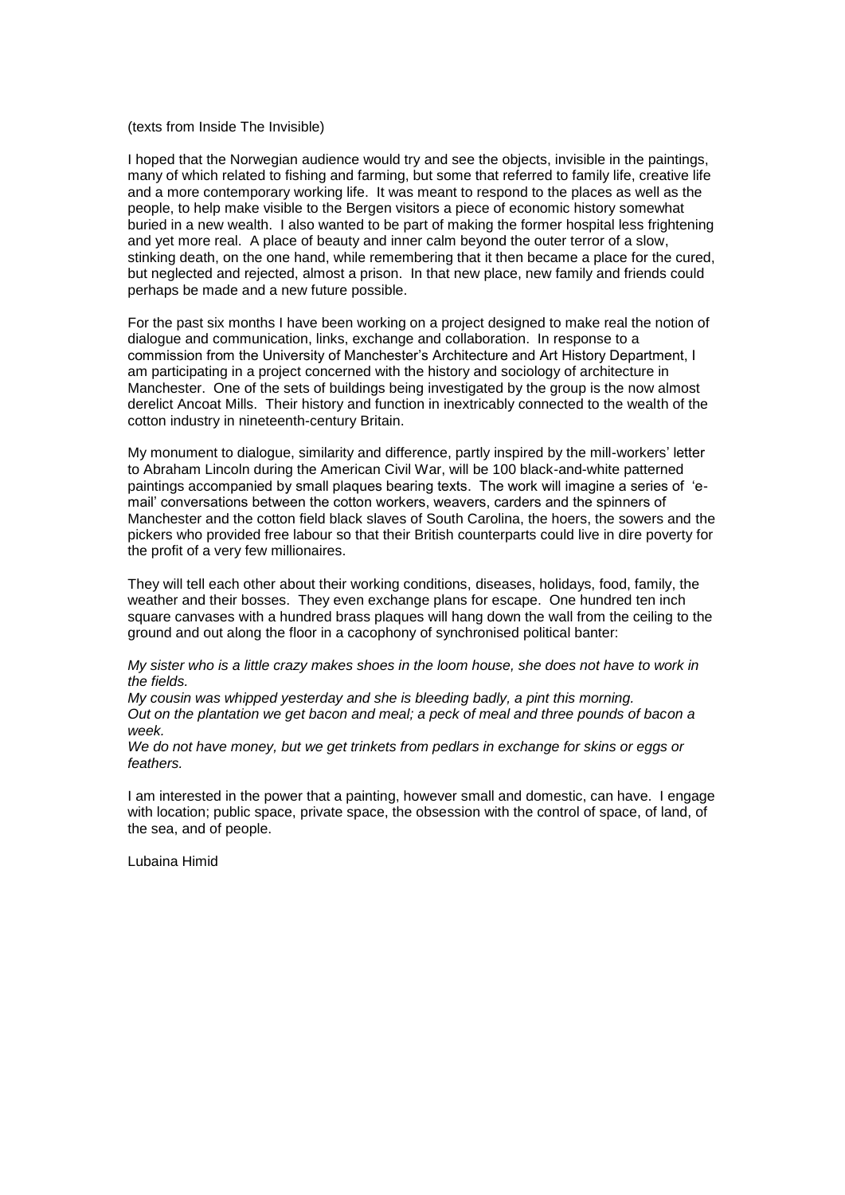(texts from Inside The Invisible)

I hoped that the Norwegian audience would try and see the objects, invisible in the paintings, many of which related to fishing and farming, but some that referred to family life, creative life and a more contemporary working life. It was meant to respond to the places as well as the people, to help make visible to the Bergen visitors a piece of economic history somewhat buried in a new wealth. I also wanted to be part of making the former hospital less frightening and yet more real. A place of beauty and inner calm beyond the outer terror of a slow, stinking death, on the one hand, while remembering that it then became a place for the cured, but neglected and rejected, almost a prison. In that new place, new family and friends could perhaps be made and a new future possible.

For the past six months I have been working on a project designed to make real the notion of dialogue and communication, links, exchange and collaboration. In response to a commission from the University of Manchester's Architecture and Art History Department, I am participating in a project concerned with the history and sociology of architecture in Manchester. One of the sets of buildings being investigated by the group is the now almost derelict Ancoat Mills. Their history and function in inextricably connected to the wealth of the cotton industry in nineteenth-century Britain.

My monument to dialogue, similarity and difference, partly inspired by the mill-workers' letter to Abraham Lincoln during the American Civil War, will be 100 black-and-white patterned paintings accompanied by small plaques bearing texts. The work will imagine a series of 'e-mail' conversations between the cotton workers, weavers, carders and the spinners of Manchester and the cotton field black slaves of South Carolina, the hoers, the sowers and the pickers who provided free labour so that their British counterparts could live in dire poverty for the profit of a very few millionaires.

They will tell each other about their working conditions, diseases, holidays, food, family, the weather and their bosses. They even exchange plans for escape. One hundred ten inch square canvases with a hundred brass plaques will hang down the wall from the ceiling to the ground and out along the floor in a cacophony of synchronised political banter:

*My sister who is a little crazy makes shoes in the loom house, she does not have to work in the fields.*
*My cousin was whipped yesterday and she is bleeding badly, a pint this morning.*
*Out on the plantation we get bacon and meal; a peck of meal and three pounds of bacon a week.*
*We do not have money, but we get trinkets from pedlars in exchange for skins or eggs or feathers.*

I am interested in the power that a painting, however small and domestic, can have. I engage with location; public space, private space, the obsession with the control of space, of land, of the sea, and of people.

Lubaina Himid